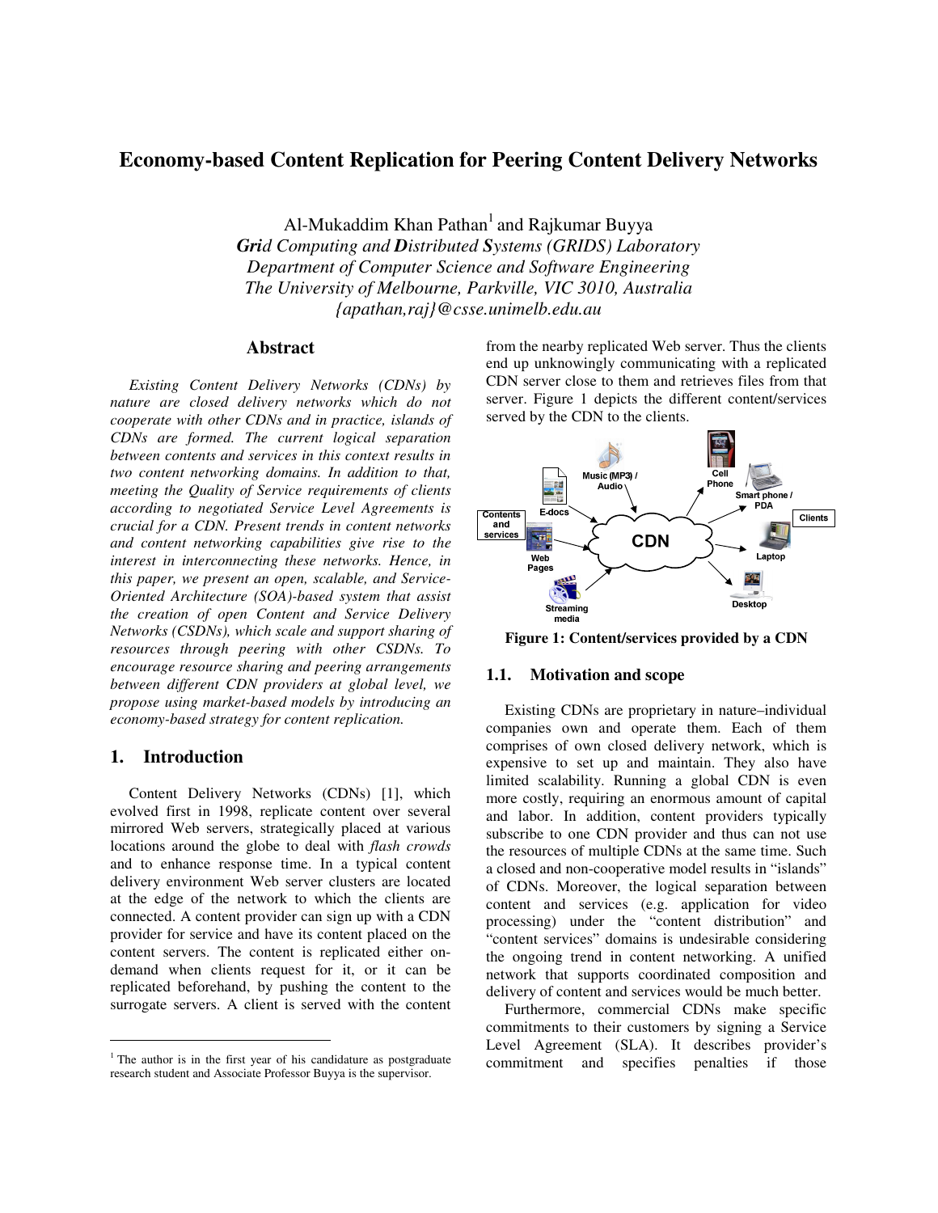# Economy-based Content Replication for Peering Content Delivery Networks

Al-Mukaddim Khan Pathan[1] and Rajkumar Buyya

***Gri**d Computing and **D**istributed **S**ystems (GRIDS) Laboratory*
*Department of Computer Science and Software Engineering*
*The University of Melbourne, Parkville, VIC 3010, Australia*
*{apathan,raj}@csse.unimelb.edu.au*

## Abstract

*Existing Content Delivery Networks (CDNs) by nature are closed delivery networks which do not cooperate with other CDNs and in practice, islands of CDNs are formed. The current logical separation between contents and services in this context results in two content networking domains. In addition to that, meeting the Quality of Service requirements of clients according to negotiated Service Level Agreements is crucial for a CDN. Present trends in content networks and content networking capabilities give rise to the interest in interconnecting these networks. Hence, in this paper, we present an open, scalable, and Service-Oriented Architecture (SOA)-based system that assist the creation of open Content and Service Delivery Networks (CSDNs), which scale and support sharing of resources through peering with other CSDNs. To encourage resource sharing and peering arrangements between different CDN providers at global level, we propose using market-based models by introducing an economy-based strategy for content replication.*

## 1. Introduction

Content Delivery Networks (CDNs) [1], which evolved first in 1998, replicate content over several mirrored Web servers, strategically placed at various locations around the globe to deal with *flash crowds* and to enhance response time. In a typical content delivery environment Web server clusters are located at the edge of the network to which the clients are connected. A content provider can sign up with a CDN provider for service and have its content placed on the content servers. The content is replicated either on-demand when clients request for it, or it can be replicated beforehand, by pushing the content to the surrogate servers. A client is served with the content from the nearby replicated Web server. Thus the clients end up unknowingly communicating with a replicated CDN server close to them and retrieves files from that server. Figure 1 depicts the different content/services served by the CDN to the clients.

**Figure 1: Content/services provided by a CDN**

### 1.1. Motivation and scope

Existing CDNs are proprietary in nature–individual companies own and operate them. Each of them comprises of own closed delivery network, which is expensive to set up and maintain. They also have limited scalability. Running a global CDN is even more costly, requiring an enormous amount of capital and labor. In addition, content providers typically subscribe to one CDN provider and thus can not use the resources of multiple CDNs at the same time. Such a closed and non-cooperative model results in "islands" of CDNs. Moreover, the logical separation between content and services (e.g. application for video processing) under the "content distribution" and "content services" domains is undesirable considering the ongoing trend in content networking. A unified network that supports coordinated composition and delivery of content and services would be much better.

Furthermore, commercial CDNs make specific commitments to their customers by signing a Service Level Agreement (SLA). It describes provider's commitment and specifies penalties if those

[1] The author is in the first year of his candidature as postgraduate research student and Associate Professor Buyya is the supervisor.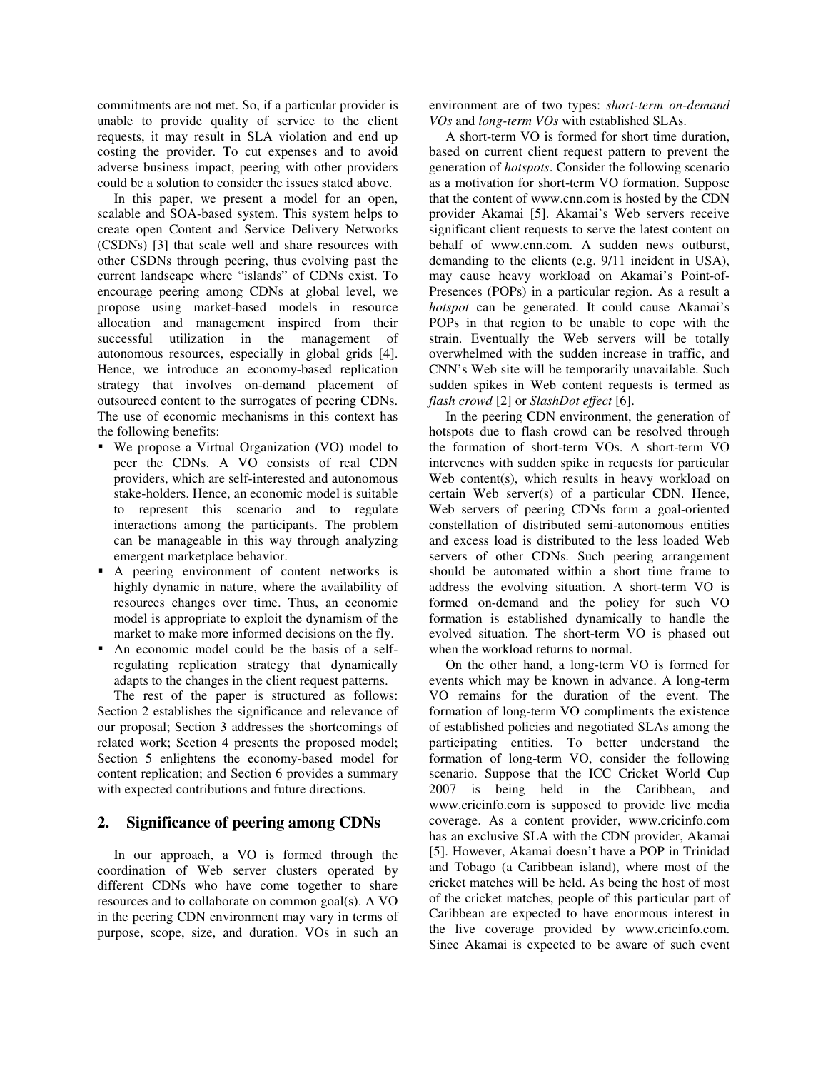commitments are not met. So, if a particular provider is unable to provide quality of service to the client requests, it may result in SLA violation and end up costing the provider. To cut expenses and to avoid adverse business impact, peering with other providers could be a solution to consider the issues stated above.

In this paper, we present a model for an open, scalable and SOA-based system. This system helps to create open Content and Service Delivery Networks (CSDNs) [3] that scale well and share resources with other CSDNs through peering, thus evolving past the current landscape where "islands" of CDNs exist. To encourage peering among CDNs at global level, we propose using market-based models in resource allocation and management inspired from their successful utilization in the management of autonomous resources, especially in global grids [4]. Hence, we introduce an economy-based replication strategy that involves on-demand placement of outsourced content to the surrogates of peering CDNs. The use of economic mechanisms in this context has the following benefits:

- We propose a Virtual Organization (VO) model to peer the CDNs. A VO consists of real CDN providers, which are self-interested and autonomous stake-holders. Hence, an economic model is suitable to represent this scenario and to regulate interactions among the participants. The problem can be manageable in this way through analyzing emergent marketplace behavior.
- A peering environment of content networks is highly dynamic in nature, where the availability of resources changes over time. Thus, an economic model is appropriate to exploit the dynamism of the market to make more informed decisions on the fly.
- An economic model could be the basis of a self-regulating replication strategy that dynamically adapts to the changes in the client request patterns.

The rest of the paper is structured as follows: Section 2 establishes the significance and relevance of our proposal; Section 3 addresses the shortcomings of related work; Section 4 presents the proposed model; Section 5 enlightens the economy-based model for content replication; and Section 6 provides a summary with expected contributions and future directions.

## 2. Significance of peering among CDNs

In our approach, a VO is formed through the coordination of Web server clusters operated by different CDNs who have come together to share resources and to collaborate on common goal(s). A VO in the peering CDN environment may vary in terms of purpose, scope, size, and duration. VOs in such an environment are of two types: *short-term on-demand VOs* and *long-term VOs* with established SLAs.

A short-term VO is formed for short time duration, based on current client request pattern to prevent the generation of *hotspots*. Consider the following scenario as a motivation for short-term VO formation. Suppose that the content of www.cnn.com is hosted by the CDN provider Akamai [5]. Akamai's Web servers receive significant client requests to serve the latest content on behalf of www.cnn.com. A sudden news outburst, demanding to the clients (e.g. 9/11 incident in USA), may cause heavy workload on Akamai's Point-of-Presences (POPs) in a particular region. As a result a *hotspot* can be generated. It could cause Akamai's POPs in that region to be unable to cope with the strain. Eventually the Web servers will be totally overwhelmed with the sudden increase in traffic, and CNN's Web site will be temporarily unavailable. Such sudden spikes in Web content requests is termed as *flash crowd* [2] or *SlashDot effect* [6].

In the peering CDN environment, the generation of hotspots due to flash crowd can be resolved through the formation of short-term VOs. A short-term VO intervenes with sudden spike in requests for particular Web content(s), which results in heavy workload on certain Web server(s) of a particular CDN. Hence, Web servers of peering CDNs form a goal-oriented constellation of distributed semi-autonomous entities and excess load is distributed to the less loaded Web servers of other CDNs. Such peering arrangement should be automated within a short time frame to address the evolving situation. A short-term VO is formed on-demand and the policy for such VO formation is established dynamically to handle the evolved situation. The short-term VO is phased out when the workload returns to normal.

On the other hand, a long-term VO is formed for events which may be known in advance. A long-term VO remains for the duration of the event. The formation of long-term VO compliments the existence of established policies and negotiated SLAs among the participating entities. To better understand the formation of long-term VO, consider the following scenario. Suppose that the ICC Cricket World Cup 2007 is being held in the Caribbean, and www.cricinfo.com is supposed to provide live media coverage. As a content provider, www.cricinfo.com has an exclusive SLA with the CDN provider, Akamai [5]. However, Akamai doesn't have a POP in Trinidad and Tobago (a Caribbean island), where most of the cricket matches will be held. As being the host of most of the cricket matches, people of this particular part of Caribbean are expected to have enormous interest in the live coverage provided by www.cricinfo.com. Since Akamai is expected to be aware of such event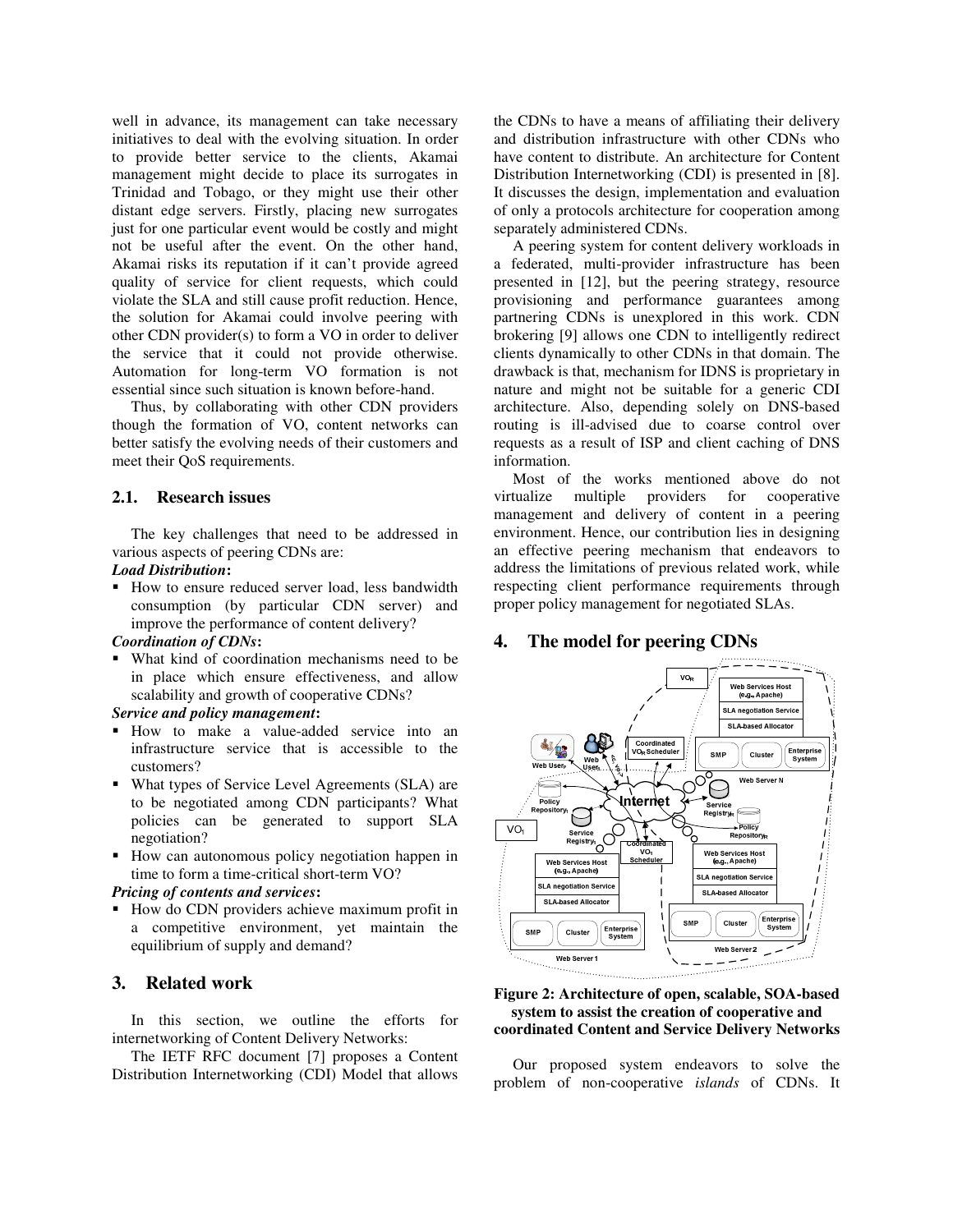well in advance, its management can take necessary initiatives to deal with the evolving situation. In order to provide better service to the clients, Akamai management might decide to place its surrogates in Trinidad and Tobago, or they might use their other distant edge servers. Firstly, placing new surrogates just for one particular event would be costly and might not be useful after the event. On the other hand, Akamai risks its reputation if it can't provide agreed quality of service for client requests, which could violate the SLA and still cause profit reduction. Hence, the solution for Akamai could involve peering with other CDN provider(s) to form a VO in order to deliver the service that it could not provide otherwise. Automation for long-term VO formation is not essential since such situation is known before-hand.

Thus, by collaborating with other CDN providers though the formation of VO, content networks can better satisfy the evolving needs of their customers and meet their QoS requirements.

### 2.1. Research issues

The key challenges that need to be addressed in various aspects of peering CDNs are:

***Load Distribution*:**

- How to ensure reduced server load, less bandwidth consumption (by particular CDN server) and improve the performance of content delivery?

***Coordination of CDNs*:**

- What kind of coordination mechanisms need to be in place which ensure effectiveness, and allow scalability and growth of cooperative CDNs?

***Service and policy management*:**

- How to make a value-added service into an infrastructure service that is accessible to the customers?
- What types of Service Level Agreements (SLA) are to be negotiated among CDN participants? What policies can be generated to support SLA negotiation?
- How can autonomous policy negotiation happen in time to form a time-critical short-term VO?

***Pricing of contents and services*:**

- How do CDN providers achieve maximum profit in a competitive environment, yet maintain the equilibrium of supply and demand?

## 3. Related work

In this section, we outline the efforts for internetworking of Content Delivery Networks:

The IETF RFC document [7] proposes a Content Distribution Internetworking (CDI) Model that allows the CDNs to have a means of affiliating their delivery and distribution infrastructure with other CDNs who have content to distribute. An architecture for Content Distribution Internetworking (CDI) is presented in [8]. It discusses the design, implementation and evaluation of only a protocols architecture for cooperation among separately administered CDNs.

A peering system for content delivery workloads in a federated, multi-provider infrastructure has been presented in [12], but the peering strategy, resource provisioning and performance guarantees among partnering CDNs is unexplored in this work. CDN brokering [9] allows one CDN to intelligently redirect clients dynamically to other CDNs in that domain. The drawback is that, mechanism for IDNS is proprietary in nature and might not be suitable for a generic CDI architecture. Also, depending solely on DNS-based routing is ill-advised due to coarse control over requests as a result of ISP and client caching of DNS information.

Most of the works mentioned above do not virtualize multiple providers for cooperative management and delivery of content in a peering environment. Hence, our contribution lies in designing an effective peering mechanism that endeavors to address the limitations of previous related work, while respecting client performance requirements through proper policy management for negotiated SLAs.

## 4. The model for peering CDNs

VO$_R$
Web Services Host (e.g., Apache)
SLA negotiation Service
SLA-based Allocator
SMP
Cluster
Enterprise System
Web Server N
Coordinated VO$_R$ Scheduler
Web User$_P$
Web User$_N$
Internet
Policy Repository$_1$
Service Registry$_N$
Policy Repository$_R$
VO$_1$
Service Registry$_1$
Coordinated VO$_1$ Scheduler
Web Services Host (e.g., Apache)
SLA negotiation Service
SLA-based Allocator
SMP
Cluster
Enterprise System
Web Server 1
Web Services Host (e.g., Apache)
SLA negotiation Service
SLA-based Allocator
SMP
Cluster
Enterprise System
Web Server 2

**Figure 2: Architecture of open, scalable, SOA-based system to assist the creation of cooperative and coordinated Content and Service Delivery Networks**

Our proposed system endeavors to solve the problem of non-cooperative *islands* of CDNs. It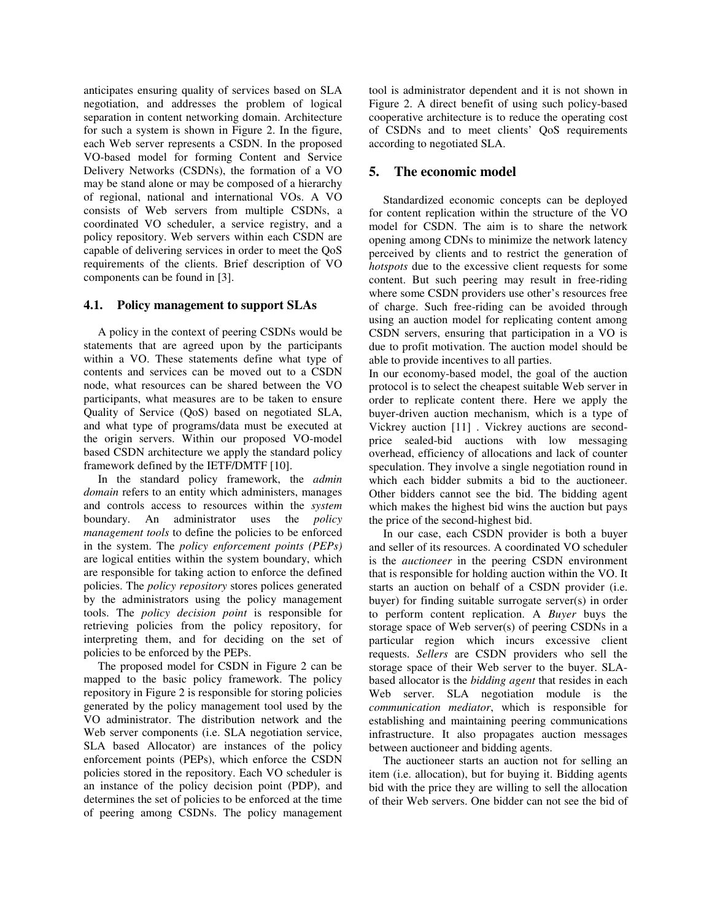anticipates ensuring quality of services based on SLA negotiation, and addresses the problem of logical separation in content networking domain. Architecture for such a system is shown in Figure 2. In the figure, each Web server represents a CSDN. In the proposed VO-based model for forming Content and Service Delivery Networks (CSDNs), the formation of a VO may be stand alone or may be composed of a hierarchy of regional, national and international VOs. A VO consists of Web servers from multiple CSDNs, a coordinated VO scheduler, a service registry, and a policy repository. Web servers within each CSDN are capable of delivering services in order to meet the QoS requirements of the clients. Brief description of VO components can be found in [3].

### 4.1. Policy management to support SLAs

A policy in the context of peering CSDNs would be statements that are agreed upon by the participants within a VO. These statements define what type of contents and services can be moved out to a CSDN node, what resources can be shared between the VO participants, what measures are to be taken to ensure Quality of Service (QoS) based on negotiated SLA, and what type of programs/data must be executed at the origin servers. Within our proposed VO-model based CSDN architecture we apply the standard policy framework defined by the IETF/DMTF [10].

In the standard policy framework, the *admin domain* refers to an entity which administers, manages and controls access to resources within the *system* boundary. An administrator uses the *policy management tools* to define the policies to be enforced in the system. The *policy enforcement points (PEPs)* are logical entities within the system boundary, which are responsible for taking action to enforce the defined policies. The *policy repository* stores polices generated by the administrators using the policy management tools. The *policy decision point* is responsible for retrieving policies from the policy repository, for interpreting them, and for deciding on the set of policies to be enforced by the PEPs.

The proposed model for CSDN in Figure 2 can be mapped to the basic policy framework. The policy repository in Figure 2 is responsible for storing policies generated by the policy management tool used by the VO administrator. The distribution network and the Web server components (i.e. SLA negotiation service, SLA based Allocator) are instances of the policy enforcement points (PEPs), which enforce the CSDN policies stored in the repository. Each VO scheduler is an instance of the policy decision point (PDP), and determines the set of policies to be enforced at the time of peering among CSDNs. The policy management tool is administrator dependent and it is not shown in Figure 2. A direct benefit of using such policy-based cooperative architecture is to reduce the operating cost of CSDNs and to meet clients' QoS requirements according to negotiated SLA.

## 5. The economic model

Standardized economic concepts can be deployed for content replication within the structure of the VO model for CSDN. The aim is to share the network opening among CDNs to minimize the network latency perceived by clients and to restrict the generation of *hotspots* due to the excessive client requests for some content. But such peering may result in free-riding where some CSDN providers use other's resources free of charge. Such free-riding can be avoided through using an auction model for replicating content among CSDN servers, ensuring that participation in a VO is due to profit motivation. The auction model should be able to provide incentives to all parties.

In our economy-based model, the goal of the auction protocol is to select the cheapest suitable Web server in order to replicate content there. Here we apply the buyer-driven auction mechanism, which is a type of Vickrey auction [11] . Vickrey auctions are second-price sealed-bid auctions with low messaging overhead, efficiency of allocations and lack of counter speculation. They involve a single negotiation round in which each bidder submits a bid to the auctioneer. Other bidders cannot see the bid. The bidding agent which makes the highest bid wins the auction but pays the price of the second-highest bid.

In our case, each CSDN provider is both a buyer and seller of its resources. A coordinated VO scheduler is the *auctioneer* in the peering CSDN environment that is responsible for holding auction within the VO. It starts an auction on behalf of a CSDN provider (i.e. buyer) for finding suitable surrogate server(s) in order to perform content replication. A *Buyer* buys the storage space of Web server(s) of peering CSDNs in a particular region which incurs excessive client requests. *Sellers* are CSDN providers who sell the storage space of their Web server to the buyer. SLA-based allocator is the *bidding agent* that resides in each Web server. SLA negotiation module is the *communication mediator*, which is responsible for establishing and maintaining peering communications infrastructure. It also propagates auction messages between auctioneer and bidding agents.

The auctioneer starts an auction not for selling an item (i.e. allocation), but for buying it. Bidding agents bid with the price they are willing to sell the allocation of their Web servers. One bidder can not see the bid of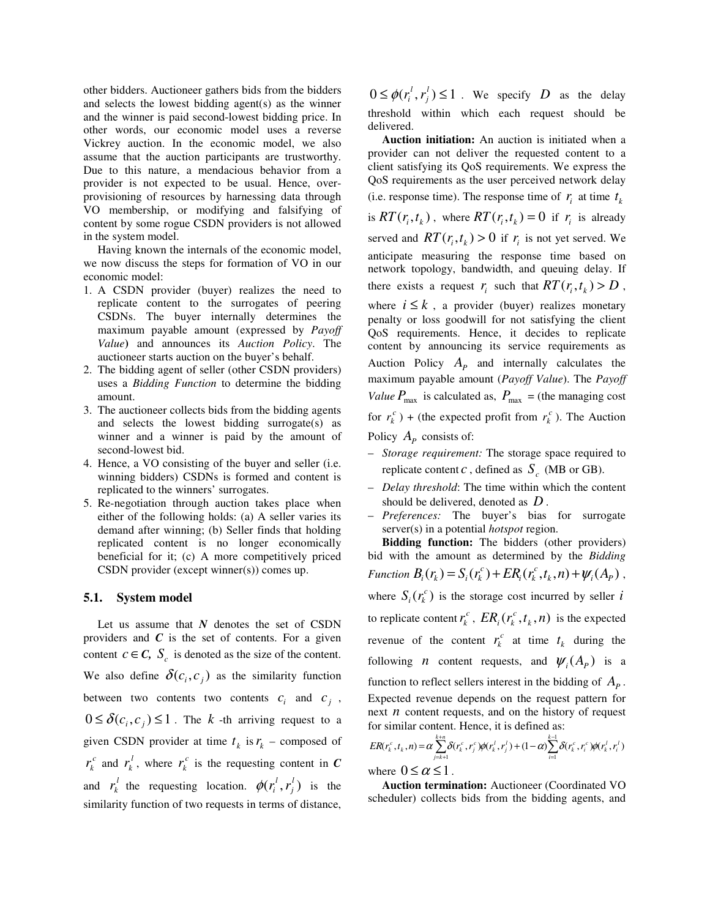other bidders. Auctioneer gathers bids from the bidders and selects the lowest bidding agent(s) as the winner and the winner is paid second-lowest bidding price. In other words, our economic model uses a reverse Vickrey auction. In the economic model, we also assume that the auction participants are trustworthy. Due to this nature, a mendacious behavior from a provider is not expected to be usual. Hence, over-provisioning of resources by harnessing data through VO membership, or modifying and falsifying of content by some rogue CSDN providers is not allowed in the system model.

Having known the internals of the economic model, we now discuss the steps for formation of VO in our economic model:

1. A CSDN provider (buyer) realizes the need to replicate content to the surrogates of peering CSDNs. The buyer internally determines the maximum payable amount (expressed by *Payoff Value*) and announces its *Auction Policy*. The auctioneer starts auction on the buyer's behalf.
2. The bidding agent of seller (other CSDN providers) uses a *Bidding Function* to determine the bidding amount.
3. The auctioneer collects bids from the bidding agents and selects the lowest bidding surrogate(s) as winner and a winner is paid by the amount of second-lowest bid.
4. Hence, a VO consisting of the buyer and seller (i.e. winning bidders) CSDNs is formed and content is replicated to the winners' surrogates.
5. Re-negotiation through auction takes place when either of the following holds: (a) A seller varies its demand after winning; (b) Seller finds that holding replicated content is no longer economically beneficial for it; (c) A more competitively priced CSDN provider (except winner(s)) comes up.

### 5.1. System model

Let us assume that ***N*** denotes the set of CSDN providers and ***C*** is the set of contents. For a given content $c \in \boldsymbol{C}$, $S_c$ is denoted as the size of the content. We also define $\delta(c_i, c_j)$ as the similarity function between two contents two contents $c_i$ and $c_j$, $0 \le \delta(c_i, c_j) \le 1$. The $k$-th arriving request to a given CSDN provider at time $t_k$ is $r_k$ – composed of $r_k^c$ and $r_k^l$, where $r_k^c$ is the requesting content in ***C*** and $r_k^l$ the requesting location. $\phi(r_i^l, r_j^l)$ is the similarity function of two requests in terms of distance, $0 \le \phi(r_i^l, r_j^l) \le 1$. We specify $D$ as the delay threshold within which each request should be delivered.

**Auction initiation:** An auction is initiated when a provider can not deliver the requested content to a client satisfying its QoS requirements. We express the QoS requirements as the user perceived network delay (i.e. response time). The response time of $r_i$ at time $t_k$ is $RT(r_i, t_k)$, where $RT(r_i, t_k) = 0$ if $r_i$ is already served and $RT(r_i, t_k) > 0$ if $r_i$ is not yet served. We anticipate measuring the response time based on network topology, bandwidth, and queuing delay. If there exists a request $r_i$ such that $RT(r_i, t_k) > D$, where $i \le k$, a provider (buyer) realizes monetary penalty or loss goodwill for not satisfying the client QoS requirements. Hence, it decides to replicate content by announcing its service requirements as Auction Policy $A_P$ and internally calculates the maximum payable amount (*Payoff Value*). The *Payoff Value* $P_{\max}$ is calculated as, $P_{\max}$ = (the managing cost for $r_k^c$) + (the expected profit from $r_k^c$). The Auction Policy $A_P$ consists of:

- *Storage requirement:* The storage space required to replicate content $c$, defined as $S_c$ (MB or GB).
- *Delay threshold*: The time within which the content should be delivered, denoted as $D$.
- *Preferences:* The buyer's bias for surrogate server(s) in a potential *hotspot* region.

**Bidding function:** The bidders (other providers) bid with the amount as determined by the *Bidding Function* $B_i(r_k) = S_i(r_k^c) + ER_i(r_k^c, t_k, n) + \psi_i(A_P)$, where $S_i(r_k^c)$ is the storage cost incurred by seller $i$ to replicate content $r_k^c$, $ER_i(r_k^c, t_k, n)$ is the expected revenue of the content $r_k^c$ at time $t_k$ during the following $n$ content requests, and $\psi_i(A_P)$ is a function to reflect sellers interest in the bidding of $A_P$. Expected revenue depends on the request pattern for next $n$ content requests, and on the history of request for similar content. Hence, it is defined as:

$$ER(r_k^c, t_k, n) = \alpha \sum_{j=k+1}^{k+n} \delta(r_k^c, r_j^c)\phi(r_k^l, r_j^l) + (1-\alpha)\sum_{i=1}^{k-1} \delta(r_k^c, r_i^c)\phi(r_k^l, r_i^l)$$

where $0 \le \alpha \le 1$.

**Auction termination:** Auctioneer (Coordinated VO scheduler) collects bids from the bidding agents, and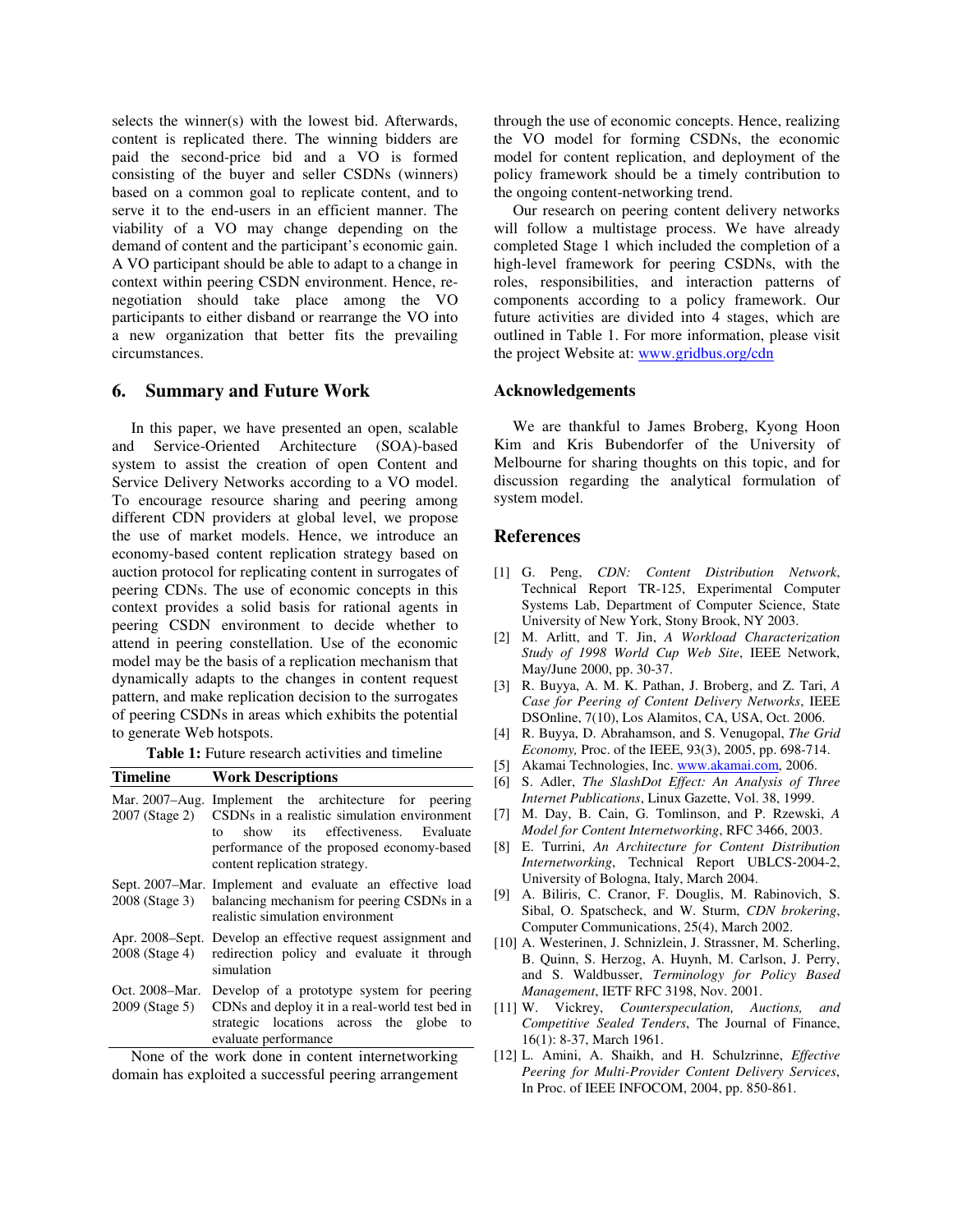selects the winner(s) with the lowest bid. Afterwards, content is replicated there. The winning bidders are paid the second-price bid and a VO is formed consisting of the buyer and seller CSDNs (winners) based on a common goal to replicate content, and to serve it to the end-users in an efficient manner. The viability of a VO may change depending on the demand of content and the participant's economic gain. A VO participant should be able to adapt to a change in context within peering CSDN environment. Hence, re-negotiation should take place among the VO participants to either disband or rearrange the VO into a new organization that better fits the prevailing circumstances.

## 6. Summary and Future Work

In this paper, we have presented an open, scalable and Service-Oriented Architecture (SOA)-based system to assist the creation of open Content and Service Delivery Networks according to a VO model. To encourage resource sharing and peering among different CDN providers at global level, we propose the use of market models. Hence, we introduce an economy-based content replication strategy based on auction protocol for replicating content in surrogates of peering CDNs. The use of economic concepts in this context provides a solid basis for rational agents in peering CSDN environment to decide whether to attend in peering constellation. Use of the economic model may be the basis of a replication mechanism that dynamically adapts to the changes in content request pattern, and make replication decision to the surrogates of peering CSDNs in areas which exhibits the potential to generate Web hotspots.

**Table 1:** Future research activities and timeline

| Timeline | Work Descriptions |
|---|---|
| Mar. 2007–Aug. 2007 (Stage 2) | Implement the architecture for peering CSDNs in a realistic simulation environment to show its effectiveness. Evaluate performance of the proposed economy-based content replication strategy. |
| Sept. 2007–Mar. 2008 (Stage 3) | Implement and evaluate an effective load balancing mechanism for peering CSDNs in a realistic simulation environment |
| Apr. 2008–Sept. 2008 (Stage 4) | Develop an effective request assignment and redirection policy and evaluate it through simulation |
| Oct. 2008–Mar. 2009 (Stage 5) | Develop of a prototype system for peering CDNs and deploy it in a real-world test bed in strategic locations across the globe to evaluate performance |

None of the work done in content internetworking domain has exploited a successful peering arrangement through the use of economic concepts. Hence, realizing the VO model for forming CSDNs, the economic model for content replication, and deployment of the policy framework should be a timely contribution to the ongoing content-networking trend.

Our research on peering content delivery networks will follow a multistage process. We have already completed Stage 1 which included the completion of a high-level framework for peering CSDNs, with the roles, responsibilities, and interaction patterns of components according to a policy framework. Our future activities are divided into 4 stages, which are outlined in Table 1. For more information, please visit the project Website at: www.gridbus.org/cdn

### Acknowledgements

We are thankful to James Broberg, Kyong Hoon Kim and Kris Bubendorfer of the University of Melbourne for sharing thoughts on this topic, and for discussion regarding the analytical formulation of system model.

## References

[1] G. Peng, *CDN: Content Distribution Network*, Technical Report TR-125, Experimental Computer Systems Lab, Department of Computer Science, State University of New York, Stony Brook, NY 2003.

[2] M. Arlitt, and T. Jin, *A Workload Characterization Study of 1998 World Cup Web Site*, IEEE Network, May/June 2000, pp. 30-37.

[3] R. Buyya, A. M. K. Pathan, J. Broberg, and Z. Tari, *A Case for Peering of Content Delivery Networks*, IEEE DSOnline, 7(10), Los Alamitos, CA, USA, Oct. 2006.

[4] R. Buyya, D. Abrahamson, and S. Venugopal, *The Grid Economy,* Proc. of the IEEE, 93(3), 2005, pp. 698-714.

[5] Akamai Technologies, Inc. www.akamai.com, 2006.

[6] S. Adler, *The SlashDot Effect: An Analysis of Three Internet Publications*, Linux Gazette, Vol. 38, 1999.

[7] M. Day, B. Cain, G. Tomlinson, and P. Rzewski, *A Model for Content Internetworking*, RFC 3466, 2003.

[8] E. Turrini, *An Architecture for Content Distribution Internetworking*, Technical Report UBLCS-2004-2, University of Bologna, Italy, March 2004.

[9] A. Biliris, C. Cranor, F. Douglis, M. Rabinovich, S. Sibal, O. Spatscheck, and W. Sturm, *CDN brokering*, Computer Communications, 25(4), March 2002.

[10] A. Westerinen, J. Schnizlein, J. Strassner, M. Scherling, B. Quinn, S. Herzog, A. Huynh, M. Carlson, J. Perry, and S. Waldbusser, *Terminology for Policy Based Management*, IETF RFC 3198, Nov. 2001.

[11] W. Vickrey, *Counterspeculation, Auctions, and Competitive Sealed Tenders*, The Journal of Finance, 16(1): 8-37, March 1961.

[12] L. Amini, A. Shaikh, and H. Schulzrinne, *Effective Peering for Multi-Provider Content Delivery Services*, In Proc. of IEEE INFOCOM, 2004, pp. 850-861.